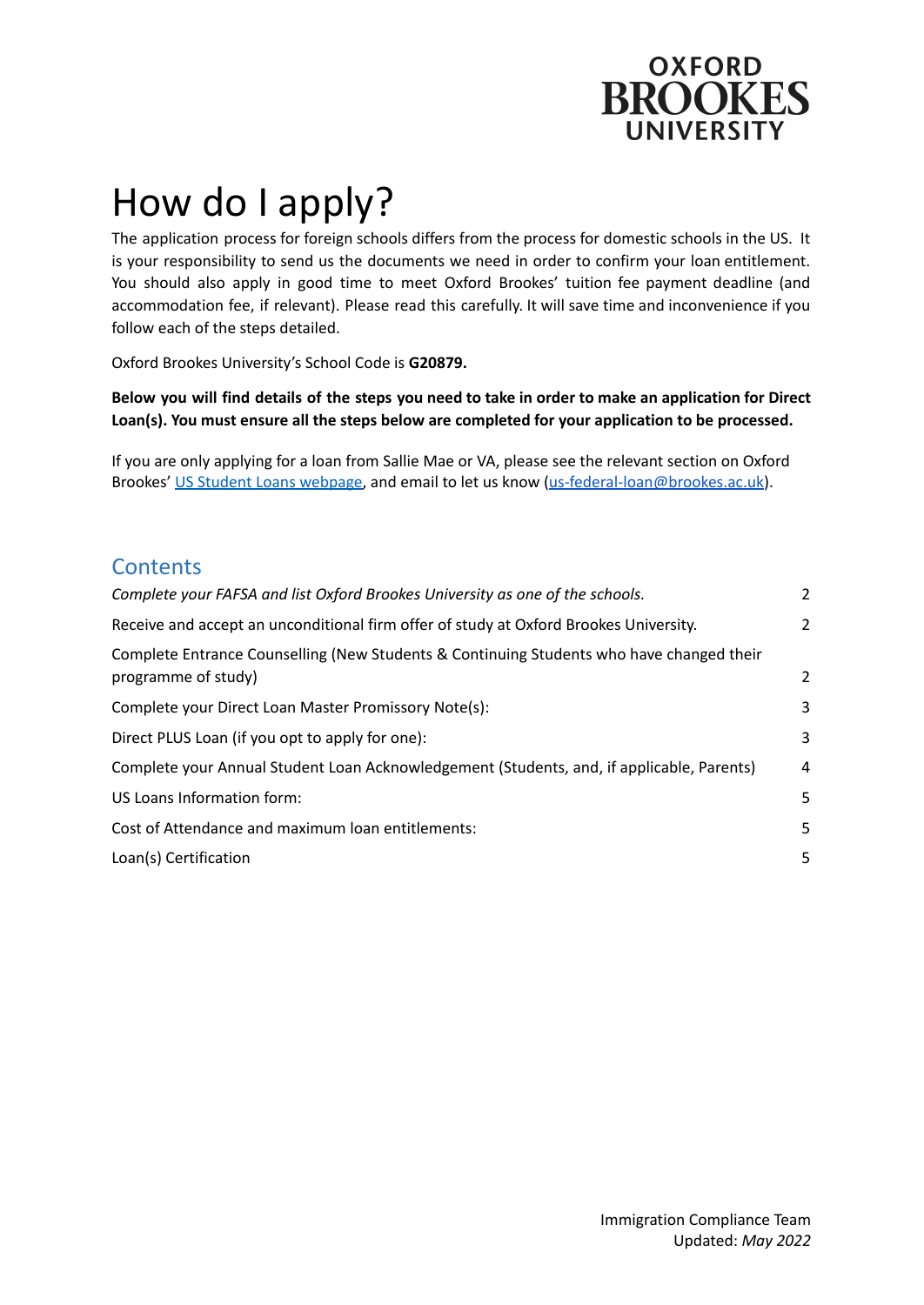OXFORD BROOKES UNIVERSITY

# How do I apply?

The application process for foreign schools differs from the process for domestic schools in the US. It is your responsibility to send us the documents we need in order to confirm your loan entitlement. You should also apply in good time to meet Oxford Brookes' tuition fee payment deadline (and accommodation fee, if relevant). Please read this carefully. It will save time and inconvenience if you follow each of the steps detailed.

Oxford Brookes University's School Code is **G20879.**

**Below you will find details of the steps you need to take in order to make an application for Direct Loan(s). You must ensure all the steps below are completed for your application to be processed.**

If you are only applying for a loan from Sallie Mae or VA, please see the relevant section on Oxford Brookes' US Student Loans webpage, and email to let us know (us-federal-loan@brookes.ac.uk).

## Contents

| | |
|---|---|
| *Complete your FAFSA and list Oxford Brookes University as one of the schools.* | 2 |
| Receive and accept an unconditional firm offer of study at Oxford Brookes University. | 2 |
| Complete Entrance Counselling (New Students & Continuing Students who have changed their programme of study) | 2 |
| Complete your Direct Loan Master Promissory Note(s): | 3 |
| Direct PLUS Loan (if you opt to apply for one): | 3 |
| Complete your Annual Student Loan Acknowledgement (Students, and, if applicable, Parents) | 4 |
| US Loans Information form: | 5 |
| Cost of Attendance and maximum loan entitlements: | 5 |
| Loan(s) Certification | 5 |

Immigration Compliance Team
Updated: *May 2022*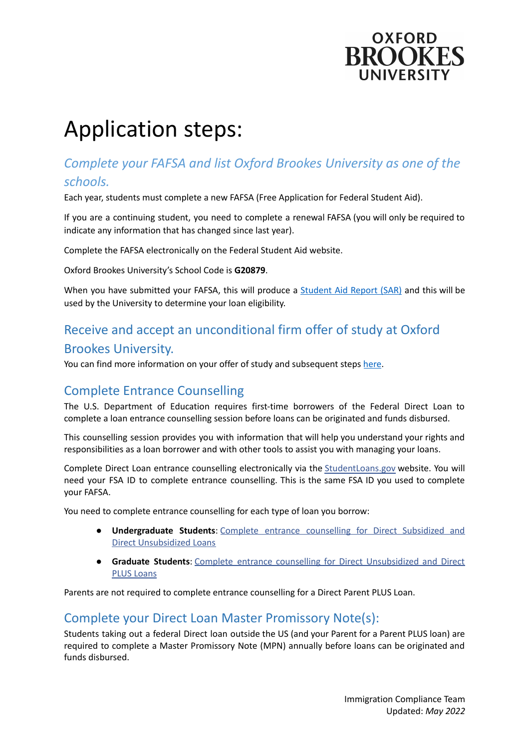# Application steps:

## *Complete your FAFSA and list Oxford Brookes University as one of the schools.*

Each year, students must complete a new FAFSA (Free Application for Federal Student Aid).

If you are a continuing student, you need to complete a renewal FAFSA (you will only be required to indicate any information that has changed since last year).

Complete the FAFSA electronically on the Federal Student Aid website.

Oxford Brookes University's School Code is **G20879**.

When you have submitted your FAFSA, this will produce a Student Aid Report (SAR) and this will be used by the University to determine your loan eligibility.

## Receive and accept an unconditional firm offer of study at Oxford Brookes University.

You can find more information on your offer of study and subsequent steps here.

## Complete Entrance Counselling

The U.S. Department of Education requires first-time borrowers of the Federal Direct Loan to complete a loan entrance counselling session before loans can be originated and funds disbursed.

This counselling session provides you with information that will help you understand your rights and responsibilities as a loan borrower and with other tools to assist you with managing your loans.

Complete Direct Loan entrance counselling electronically via the StudentLoans.gov website. You will need your FSA ID to complete entrance counselling. This is the same FSA ID you used to complete your FAFSA.

You need to complete entrance counselling for each type of loan you borrow:

- **Undergraduate Students**: Complete entrance counselling for Direct Subsidized and Direct Unsubsidized Loans
- **Graduate Students**: Complete entrance counselling for Direct Unsubsidized and Direct PLUS Loans

Parents are not required to complete entrance counselling for a Direct Parent PLUS Loan.

## Complete your Direct Loan Master Promissory Note(s):

Students taking out a federal Direct loan outside the US (and your Parent for a Parent PLUS loan) are required to complete a Master Promissory Note (MPN) annually before loans can be originated and funds disbursed.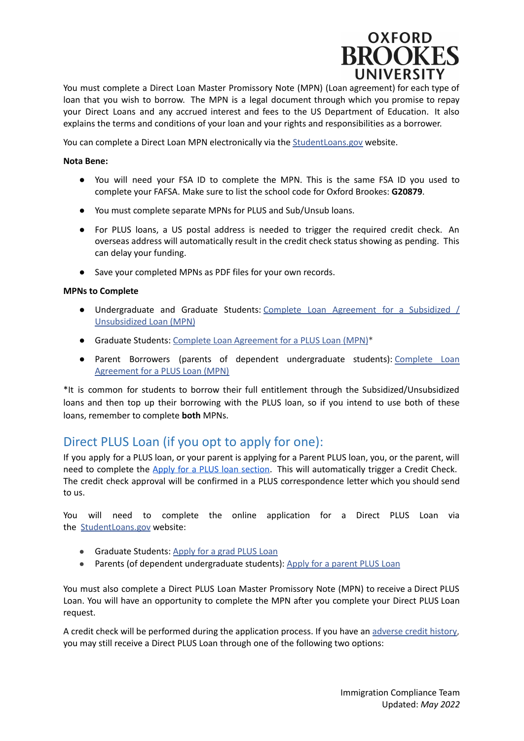You must complete a Direct Loan Master Promissory Note (MPN) (Loan agreement) for each type of loan that you wish to borrow. The MPN is a legal document through which you promise to repay your Direct Loans and any accrued interest and fees to the US Department of Education. It also explains the terms and conditions of your loan and your rights and responsibilities as a borrower.

You can complete a Direct Loan MPN electronically via the StudentLoans.gov website.

**Nota Bene:**

- You will need your FSA ID to complete the MPN. This is the same FSA ID you used to complete your FAFSA. Make sure to list the school code for Oxford Brookes: **G20879**.
- You must complete separate MPNs for PLUS and Sub/Unsub loans.
- For PLUS loans, a US postal address is needed to trigger the required credit check. An overseas address will automatically result in the credit check status showing as pending. This can delay your funding.
- Save your completed MPNs as PDF files for your own records.

**MPNs to Complete**

- Undergraduate and Graduate Students: Complete Loan Agreement for a Subsidized / Unsubsidized Loan (MPN)
- Graduate Students: Complete Loan Agreement for a PLUS Loan (MPN)*
- Parent Borrowers (parents of dependent undergraduate students): Complete Loan Agreement for a PLUS Loan (MPN)

*It is common for students to borrow their full entitlement through the Subsidized/Unsubsidized loans and then top up their borrowing with the PLUS loan, so if you intend to use both of these loans, remember to complete **both** MPNs.

## Direct PLUS Loan (if you opt to apply for one):

If you apply for a PLUS loan, or your parent is applying for a Parent PLUS loan, you, or the parent, will need to complete the Apply for a PLUS loan section. This will automatically trigger a Credit Check. The credit check approval will be confirmed in a PLUS correspondence letter which you should send to us.

You will need to complete the online application for a Direct PLUS Loan via the StudentLoans.gov website:

- Graduate Students: Apply for a grad PLUS Loan
- Parents (of dependent undergraduate students): Apply for a parent PLUS Loan

You must also complete a Direct PLUS Loan Master Promissory Note (MPN) to receive a Direct PLUS Loan. You will have an opportunity to complete the MPN after you complete your Direct PLUS Loan request.

A credit check will be performed during the application process. If you have an adverse credit history, you may still receive a Direct PLUS Loan through one of the following two options: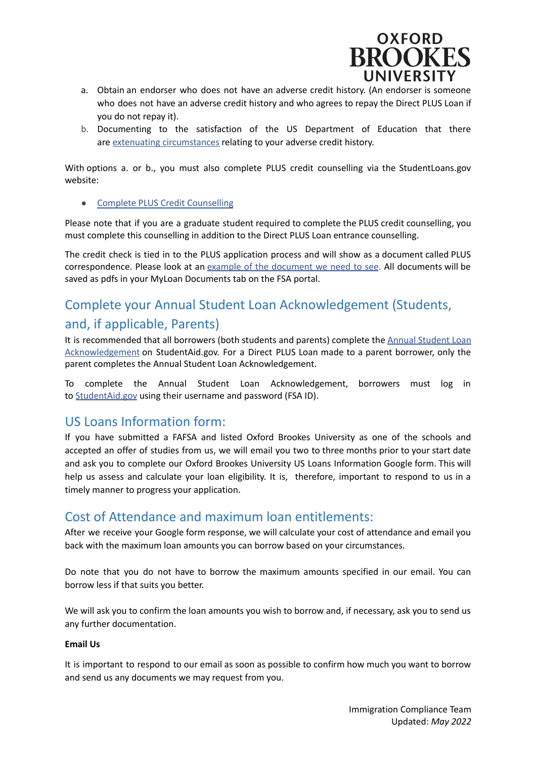a. Obtain an endorser who does not have an adverse credit history. (An endorser is someone who does not have an adverse credit history and who agrees to repay the Direct PLUS Loan if you do not repay it).
b. Documenting to the satisfaction of the US Department of Education that there are [extenuating circumstances] relating to your adverse credit history.

With options a. or b., you must also complete PLUS credit counselling via the StudentLoans.gov website:

- [Complete PLUS Credit Counselling]

Please note that if you are a graduate student required to complete the PLUS credit counselling, you must complete this counselling in addition to the Direct PLUS Loan entrance counselling.

The credit check is tied in to the PLUS application process and will show as a document called PLUS correspondence. Please look at an [example of the document we need to see]. All documents will be saved as pdfs in your MyLoan Documents tab on the FSA portal.

## Complete your Annual Student Loan Acknowledgement (Students, and, if applicable, Parents)

It is recommended that all borrowers (both students and parents) complete the [Annual Student Loan Acknowledgement] on StudentAid.gov. For a Direct PLUS Loan made to a parent borrower, only the parent completes the Annual Student Loan Acknowledgement.

To complete the Annual Student Loan Acknowledgement, borrowers must log in to [StudentAid.gov] using their username and password (FSA ID).

## US Loans Information form:

If you have submitted a FAFSA and listed Oxford Brookes University as one of the schools and accepted an offer of studies from us, we will email you two to three months prior to your start date and ask you to complete our Oxford Brookes University US Loans Information Google form. This will help us assess and calculate your loan eligibility. It is, therefore, important to respond to us in a timely manner to progress your application.

## Cost of Attendance and maximum loan entitlements:

After we receive your Google form response, we will calculate your cost of attendance and email you back with the maximum loan amounts you can borrow based on your circumstances.

Do note that you do not have to borrow the maximum amounts specified in our email. You can borrow less if that suits you better.

We will ask you to confirm the loan amounts you wish to borrow and, if necessary, ask you to send us any further documentation.

**Email Us**

It is important to respond to our email as soon as possible to confirm how much you want to borrow and send us any documents we may request from you.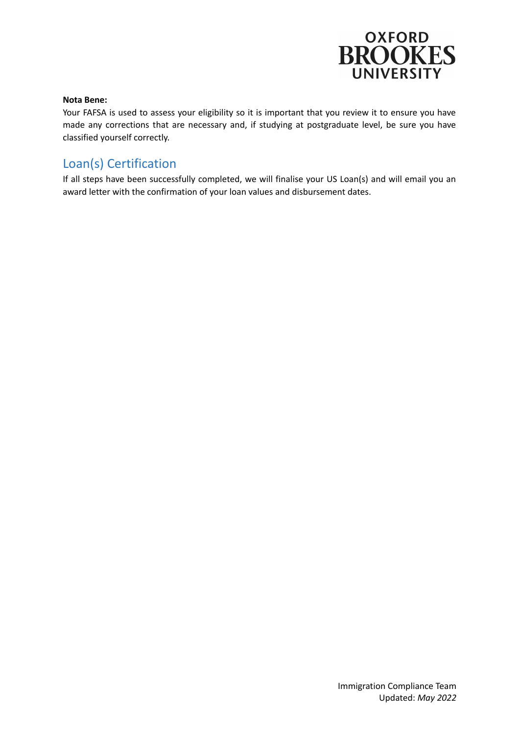**Nota Bene:**

Your FAFSA is used to assess your eligibility so it is important that you review it to ensure you have made any corrections that are necessary and, if studying at postgraduate level, be sure you have classified yourself correctly.

## Loan(s) Certification

If all steps have been successfully completed, we will finalise your US Loan(s) and will email you an award letter with the confirmation of your loan values and disbursement dates.

Immigration Compliance Team
Updated: *May 2022*